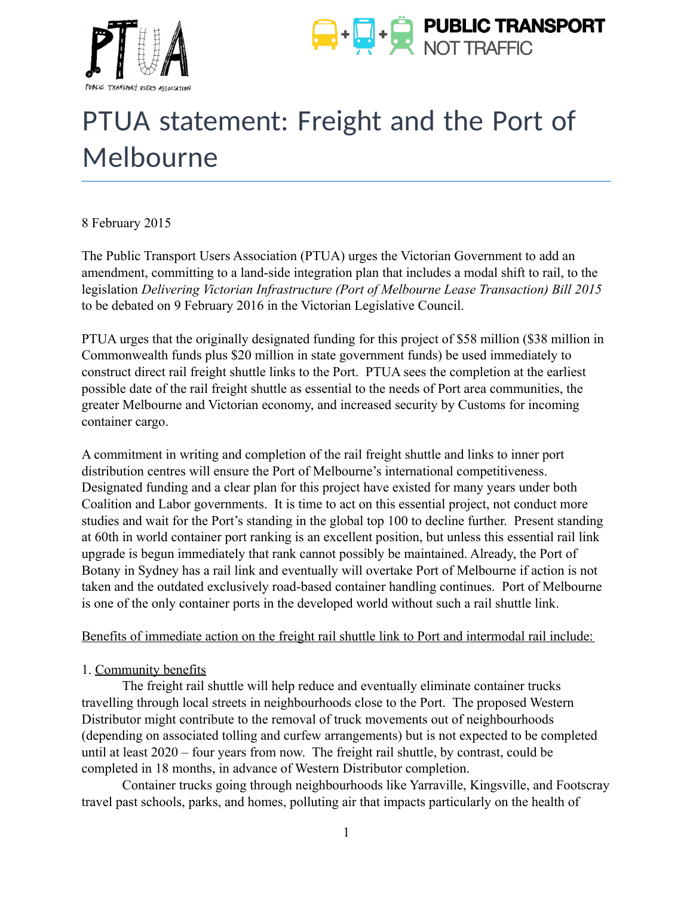# PTUA statement: Freight and the Port of Melbourne

8 February 2015

The Public Transport Users Association (PTUA) urges the Victorian Government to add an amendment, committing to a land-side integration plan that includes a modal shift to rail, to the legislation *Delivering Victorian Infrastructure (Port of Melbourne Lease Transaction) Bill 2015* to be debated on 9 February 2016 in the Victorian Legislative Council.

PTUA urges that the originally designated funding for this project of $58 million ($38 million in Commonwealth funds plus $20 million in state government funds) be used immediately to construct direct rail freight shuttle links to the Port. PTUA sees the completion at the earliest possible date of the rail freight shuttle as essential to the needs of Port area communities, the greater Melbourne and Victorian economy, and increased security by Customs for incoming container cargo.

A commitment in writing and completion of the rail freight shuttle and links to inner port distribution centres will ensure the Port of Melbourne's international competitiveness. Designated funding and a clear plan for this project have existed for many years under both Coalition and Labor governments. It is time to act on this essential project, not conduct more studies and wait for the Port's standing in the global top 100 to decline further. Present standing at 60th in world container port ranking is an excellent position, but unless this essential rail link upgrade is begun immediately that rank cannot possibly be maintained. Already, the Port of Botany in Sydney has a rail link and eventually will overtake Port of Melbourne if action is not taken and the outdated exclusively road-based container handling continues. Port of Melbourne is one of the only container ports in the developed world without such a rail shuttle link.

<u>Benefits of immediate action on the freight rail shuttle link to Port and intermodal rail include:</u>

1. <u>Community benefits</u>

The freight rail shuttle will help reduce and eventually eliminate container trucks travelling through local streets in neighbourhoods close to the Port. The proposed Western Distributor might contribute to the removal of truck movements out of neighbourhoods (depending on associated tolling and curfew arrangements) but is not expected to be completed until at least 2020 – four years from now. The freight rail shuttle, by contrast, could be completed in 18 months, in advance of Western Distributor completion.

Container trucks going through neighbourhoods like Yarraville, Kingsville, and Footscray travel past schools, parks, and homes, polluting air that impacts particularly on the health of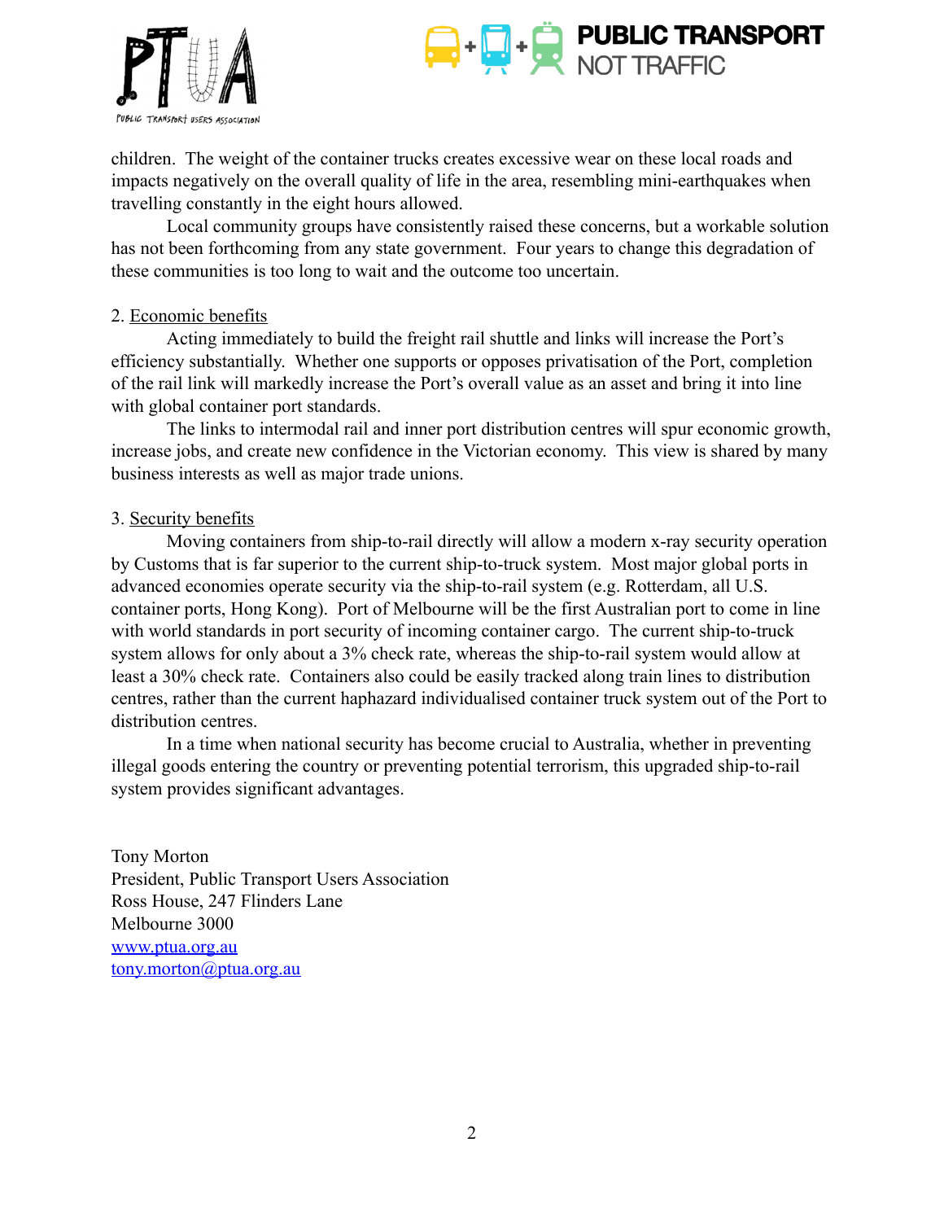children. The weight of the container trucks creates excessive wear on these local roads and impacts negatively on the overall quality of life in the area, resembling mini-earthquakes when travelling constantly in the eight hours allowed.

Local community groups have consistently raised these concerns, but a workable solution has not been forthcoming from any state government. Four years to change this degradation of these communities is too long to wait and the outcome too uncertain.

2. Economic benefits

Acting immediately to build the freight rail shuttle and links will increase the Port's efficiency substantially. Whether one supports or opposes privatisation of the Port, completion of the rail link will markedly increase the Port's overall value as an asset and bring it into line with global container port standards.

The links to intermodal rail and inner port distribution centres will spur economic growth, increase jobs, and create new confidence in the Victorian economy. This view is shared by many business interests as well as major trade unions.

3. Security benefits

Moving containers from ship-to-rail directly will allow a modern x-ray security operation by Customs that is far superior to the current ship-to-truck system. Most major global ports in advanced economies operate security via the ship-to-rail system (e.g. Rotterdam, all U.S. container ports, Hong Kong). Port of Melbourne will be the first Australian port to come in line with world standards in port security of incoming container cargo. The current ship-to-truck system allows for only about a 3% check rate, whereas the ship-to-rail system would allow at least a 30% check rate. Containers also could be easily tracked along train lines to distribution centres, rather than the current haphazard individualised container truck system out of the Port to distribution centres.

In a time when national security has become crucial to Australia, whether in preventing illegal goods entering the country or preventing potential terrorism, this upgraded ship-to-rail system provides significant advantages.

Tony Morton  
President, Public Transport Users Association  
Ross House, 247 Flinders Lane  
Melbourne 3000  
www.ptua.org.au  
tony.morton@ptua.org.au